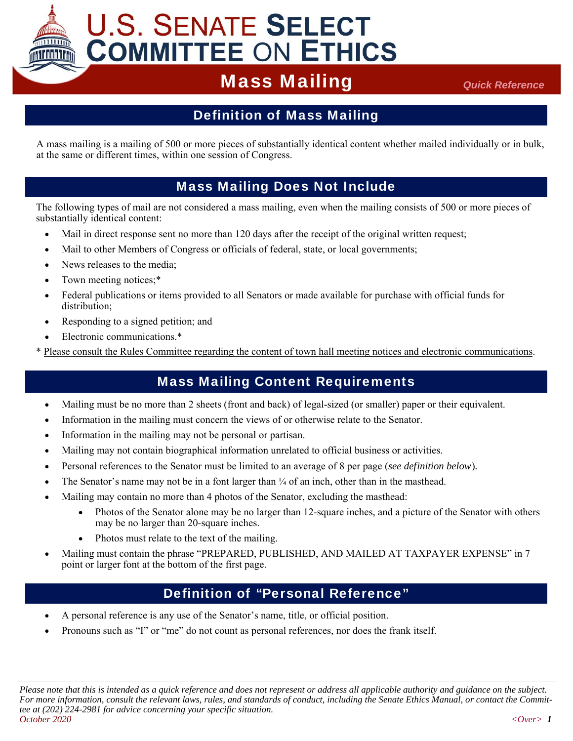# U.S. Senate Select Committee on Ethics

## Mass Mailing

*Quick Reference*

## Definition of Mass Mailing

A mass mailing is a mailing of 500 or more pieces of substantially identical content whether mailed individually or in bulk, at the same or different times, within one session of Congress.

## Mass Mailing Does Not Include

The following types of mail are not considered a mass mailing, even when the mailing consists of 500 or more pieces of substantially identical content:

- Mail in direct response sent no more than 120 days after the receipt of the original written request;
- Mail to other Members of Congress or officials of federal, state, or local governments;
- News releases to the media;
- Town meeting notices;*
- Federal publications or items provided to all Senators or made available for purchase with official funds for distribution;
- Responding to a signed petition; and
- Electronic communications.*

* Please consult the Rules Committee regarding the content of town hall meeting notices and electronic communications.

## Mass Mailing Content Requirements

- Mailing must be no more than 2 sheets (front and back) of legal-sized (or smaller) paper or their equivalent.
- Information in the mailing must concern the views of or otherwise relate to the Senator.
- Information in the mailing may not be personal or partisan.
- Mailing may not contain biographical information unrelated to official business or activities.
- Personal references to the Senator must be limited to an average of 8 per page (*see definition below*).
- The Senator's name may not be in a font larger than ¼ of an inch, other than in the masthead.
- Mailing may contain no more than 4 photos of the Senator, excluding the masthead:
  - Photos of the Senator alone may be no larger than 12-square inches, and a picture of the Senator with others may be no larger than 20-square inches.
  - Photos must relate to the text of the mailing.
- Mailing must contain the phrase "PREPARED, PUBLISHED, AND MAILED AT TAXPAYER EXPENSE" in 7 point or larger font at the bottom of the first page.

## Definition of "Personal Reference"

- A personal reference is any use of the Senator's name, title, or official position.
- Pronouns such as "I" or "me" do not count as personal references, nor does the frank itself.

*Please note that this is intended as a quick reference and does not represent or address all applicable authority and guidance on the subject. For more information, consult the relevant laws, rules, and standards of conduct, including the Senate Ethics Manual, or contact the Committee at (202) 224-2981 for advice concerning your specific situation.*

*October 2020*

*<Over>*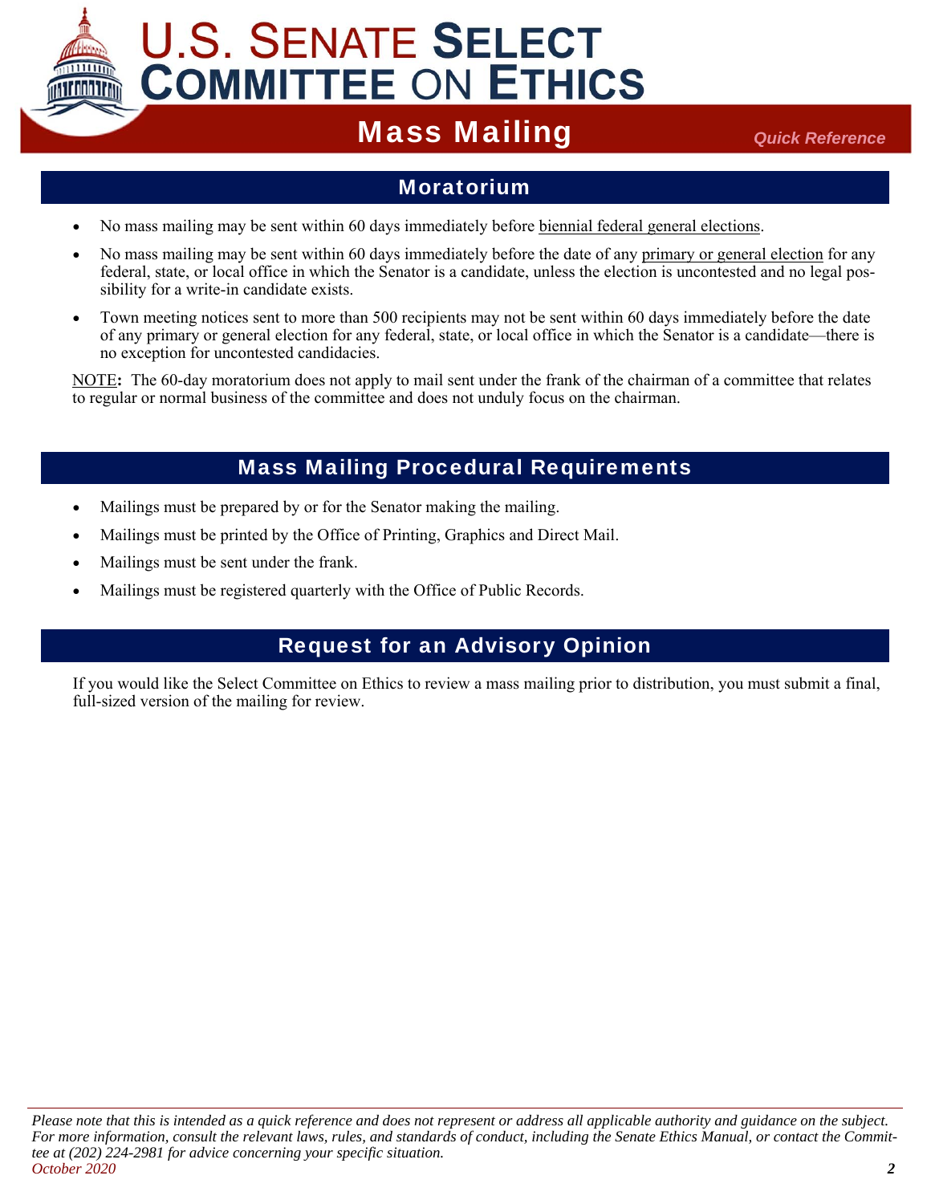# U.S. Senate Select Committee on Ethics

## Mass Mailing

*Quick Reference*

### Moratorium

- No mass mailing may be sent within 60 days immediately before biennial federal general elections.
- No mass mailing may be sent within 60 days immediately before the date of any primary or general election for any federal, state, or local office in which the Senator is a candidate, unless the election is uncontested and no legal possibility for a write-in candidate exists.
- Town meeting notices sent to more than 500 recipients may not be sent within 60 days immediately before the date of any primary or general election for any federal, state, or local office in which the Senator is a candidate—there is no exception for uncontested candidacies.

NOTE**:** The 60-day moratorium does not apply to mail sent under the frank of the chairman of a committee that relates to regular or normal business of the committee and does not unduly focus on the chairman.

### Mass Mailing Procedural Requirements

- Mailings must be prepared by or for the Senator making the mailing.
- Mailings must be printed by the Office of Printing, Graphics and Direct Mail.
- Mailings must be sent under the frank.
- Mailings must be registered quarterly with the Office of Public Records.

### Request for an Advisory Opinion

If you would like the Select Committee on Ethics to review a mass mailing prior to distribution, you must submit a final, full-sized version of the mailing for review.

*Please note that this is intended as a quick reference and does not represent or address all applicable authority and guidance on the subject. For more information, consult the relevant laws, rules, and standards of conduct, including the Senate Ethics Manual, or contact the Committee at (202) 224-2981 for advice concerning your specific situation.*

*October 2020*